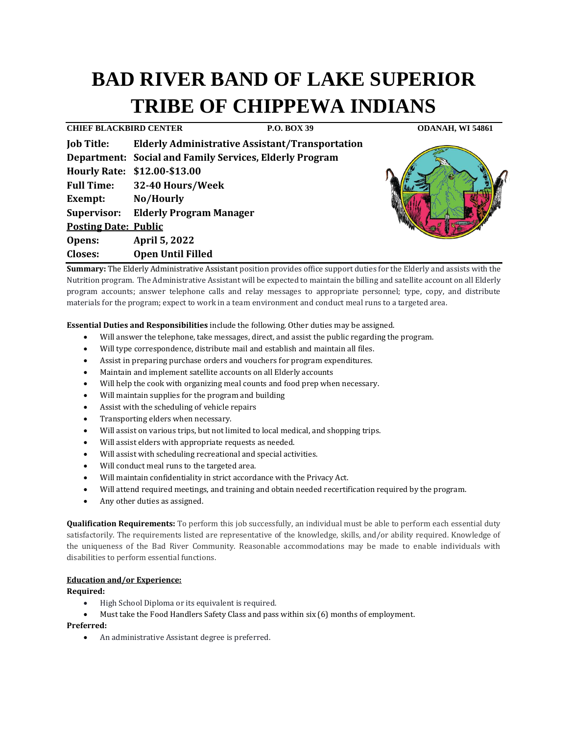# BAD RIVER BAND OF LAKE SUPERIOR TRIBE OF CHIPPEWA INDIANS

**CHIEF BLACKBIRD CENTER** **P.O. BOX 39** **ODANAH, WI 54861**

**Job Title:** **Elderly Administrative Assistant/Transportation**
**Department:** **Social and Family Services, Elderly Program**
**Hourly Rate:** **$12.00-$13.00**
**Full Time:** **32-40 Hours/Week**
**Exempt:** **No/Hourly**
**Supervisor:** **Elderly Program Manager**
**Posting Date: Public**
**Opens:** **April 5, 2022**
**Closes:** **Open Until Filled**

**Summary:** The Elderly Administrative Assistant position provides office support duties for the Elderly and assists with the Nutrition program. The Administrative Assistant will be expected to maintain the billing and satellite account on all Elderly program accounts; answer telephone calls and relay messages to appropriate personnel; type, copy, and distribute materials for the program; expect to work in a team environment and conduct meal runs to a targeted area.

**Essential Duties and Responsibilities** include the following. Other duties may be assigned.

- Will answer the telephone, take messages, direct, and assist the public regarding the program.
- Will type correspondence, distribute mail and establish and maintain all files.
- Assist in preparing purchase orders and vouchers for program expenditures.
- Maintain and implement satellite accounts on all Elderly accounts
- Will help the cook with organizing meal counts and food prep when necessary.
- Will maintain supplies for the program and building
- Assist with the scheduling of vehicle repairs
- Transporting elders when necessary.
- Will assist on various trips, but not limited to local medical, and shopping trips.
- Will assist elders with appropriate requests as needed.
- Will assist with scheduling recreational and special activities.
- Will conduct meal runs to the targeted area.
- Will maintain confidentiality in strict accordance with the Privacy Act.
- Will attend required meetings, and training and obtain needed recertification required by the program.
- Any other duties as assigned.

**Qualification Requirements:** To perform this job successfully, an individual must be able to perform each essential duty satisfactorily. The requirements listed are representative of the knowledge, skills, and/or ability required. Knowledge of the uniqueness of the Bad River Community. Reasonable accommodations may be made to enable individuals with disabilities to perform essential functions.

**Education and/or Experience:**

**Required:**

- High School Diploma or its equivalent is required.
- Must take the Food Handlers Safety Class and pass within six (6) months of employment.

**Preferred:**

- An administrative Assistant degree is preferred.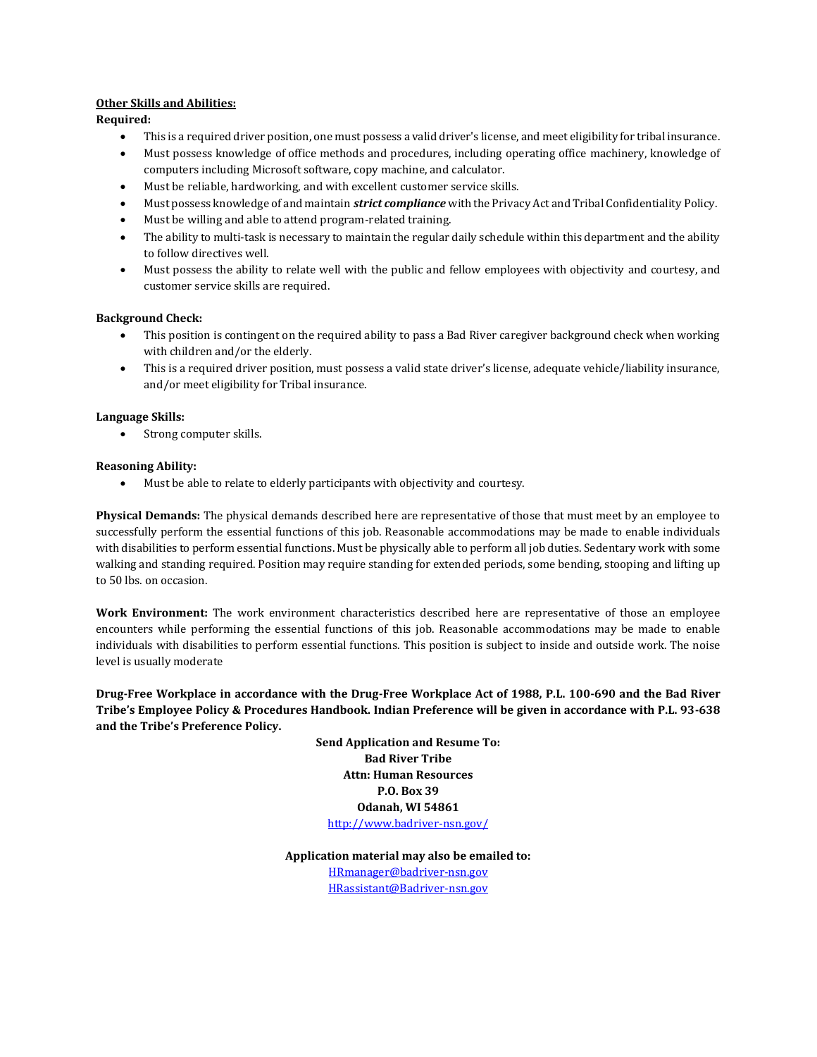**Other Skills and Abilities:**

**Required:**

- This is a required driver position, one must possess a valid driver's license, and meet eligibility for tribal insurance.
- Must possess knowledge of office methods and procedures, including operating office machinery, knowledge of computers including Microsoft software, copy machine, and calculator.
- Must be reliable, hardworking, and with excellent customer service skills.
- Must possess knowledge of and maintain ***strict compliance*** with the Privacy Act and Tribal Confidentiality Policy.
- Must be willing and able to attend program-related training.
- The ability to multi-task is necessary to maintain the regular daily schedule within this department and the ability to follow directives well.
- Must possess the ability to relate well with the public and fellow employees with objectivity and courtesy, and customer service skills are required.

**Background Check:**

- This position is contingent on the required ability to pass a Bad River caregiver background check when working with children and/or the elderly.
- This is a required driver position, must possess a valid state driver's license, adequate vehicle/liability insurance, and/or meet eligibility for Tribal insurance.

**Language Skills:**

- Strong computer skills.

**Reasoning Ability:**

- Must be able to relate to elderly participants with objectivity and courtesy.

**Physical Demands:** The physical demands described here are representative of those that must meet by an employee to successfully perform the essential functions of this job. Reasonable accommodations may be made to enable individuals with disabilities to perform essential functions. Must be physically able to perform all job duties. Sedentary work with some walking and standing required. Position may require standing for extended periods, some bending, stooping and lifting up to 50 lbs. on occasion.

**Work Environment:** The work environment characteristics described here are representative of those an employee encounters while performing the essential functions of this job. Reasonable accommodations may be made to enable individuals with disabilities to perform essential functions. This position is subject to inside and outside work. The noise level is usually moderate

**Drug-Free Workplace in accordance with the Drug-Free Workplace Act of 1988, P.L. 100-690 and the Bad River Tribe's Employee Policy & Procedures Handbook. Indian Preference will be given in accordance with P.L. 93-638 and the Tribe's Preference Policy.**

**Send Application and Resume To:**
**Bad River Tribe**
**Attn: Human Resources**
**P.O. Box 39**
**Odanah, WI 54861**
http://www.badriver-nsn.gov/

**Application material may also be emailed to:**
HRmanager@badriver-nsn.gov
HRassistant@Badriver-nsn.gov